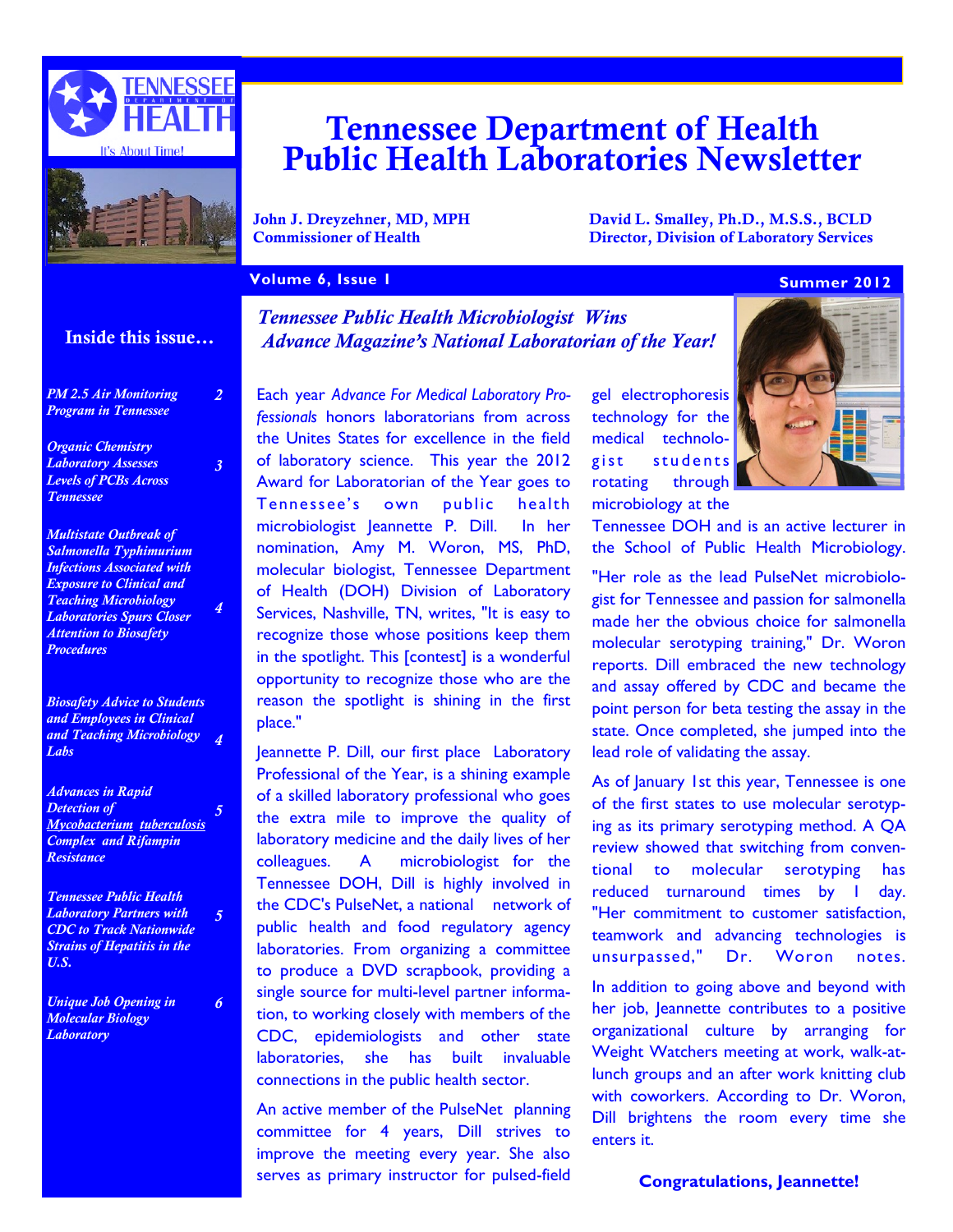# Tennessee Department of Health Public Health Laboratories Newsletter

**John J. Dreyzehner, MD, MPH**
**Commissioner of Health**

**David L. Smalley, Ph.D., M.S.S., BCLD**
**Director, Division of Laboratory Services**

**Volume 6, Issue 1** — **Summer 2012**

## Inside this issue…

| | |
|---|---|
| *PM 2.5 Air Monitoring Program in Tennessee* | 2 |
| *Organic Chemistry Laboratory Assesses Levels of PCBs Across Tennessee* | 3 |
| *Multistate Outbreak of Salmonella Typhimurium Infections Associated with Exposure to Clinical and Teaching Microbiology Laboratories Spurs Closer Attention to Biosafety Procedures* | 4 |
| *Biosafety Advice to Students and Employees in Clinical and Teaching Microbiology Labs* | 4 |
| *Advances in Rapid Detection of Mycobacterium tuberculosis Complex and Rifampin Resistance* | 5 |
| *Tennessee Public Health Laboratory Partners with CDC to Track Nationwide Strains of Hepatitis in the U.S.* | 5 |
| *Unique Job Opening in Molecular Biology Laboratory* | 6 |

## *Tennessee Public Health Microbiologist Wins Advance Magazine's National Laboratorian of the Year!*

Each year *Advance For Medical Laboratory Professionals* honors laboratorians from across the Unites States for excellence in the field of laboratory science. This year the 2012 Award for Laboratorian of the Year goes to Tennessee's own public health microbiologist Jeannette P. Dill. In her nomination, Amy M. Woron, MS, PhD, molecular biologist, Tennessee Department of Health (DOH) Division of Laboratory Services, Nashville, TN, writes, "It is easy to recognize those whose positions keep them in the spotlight. This [contest] is a wonderful opportunity to recognize those who are the reason the spotlight is shining in the first place."

Jeannette P. Dill, our first place Laboratory Professional of the Year, is a shining example of a skilled laboratory professional who goes the extra mile to improve the quality of laboratory medicine and the daily lives of her colleagues. A microbiologist for the Tennessee DOH, Dill is highly involved in the CDC's PulseNet, a national network of public health and food regulatory agency laboratories. From organizing a committee to produce a DVD scrapbook, providing a single source for multi-level partner information, to working closely with members of the CDC, epidemiologists and other state laboratories, she has built invaluable connections in the public health sector.

An active member of the PulseNet planning committee for 4 years, Dill strives to improve the meeting every year. She also serves as primary instructor for pulsed-field gel electrophoresis technology for the medical technologist students rotating through microbiology at the Tennessee DOH and is an active lecturer in the School of Public Health Microbiology.

"Her role as the lead PulseNet microbiologist for Tennessee and passion for salmonella made her the obvious choice for salmonella molecular serotyping training," Dr. Woron reports. Dill embraced the new technology and assay offered by CDC and became the point person for beta testing the assay in the state. Once completed, she jumped into the lead role of validating the assay.

As of January 1st this year, Tennessee is one of the first states to use molecular serotyping as its primary serotyping method. A QA review showed that switching from conventional to molecular serotyping has reduced turnaround times by 1 day. "Her commitment to customer satisfaction, teamwork and advancing technologies is unsurpassed," Dr. Woron notes.

In addition to going above and beyond with her job, Jeannette contributes to a positive organizational culture by arranging for Weight Watchers meeting at work, walk-at-lunch groups and an after work knitting club with coworkers. According to Dr. Woron, Dill brightens the room every time she enters it.

**Congratulations, Jeannette!**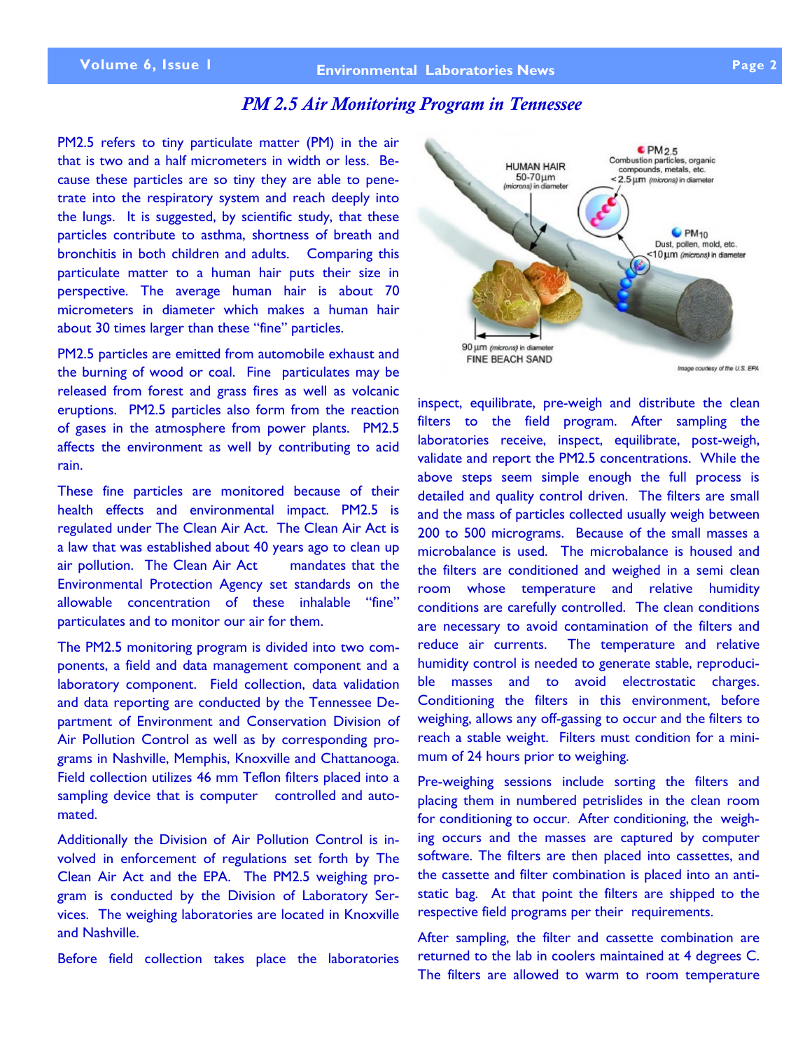## *PM 2.5 Air Monitoring Program in Tennessee*

PM2.5 refers to tiny particulate matter (PM) in the air that is two and a half micrometers in width or less. Because these particles are so tiny they are able to penetrate into the respiratory system and reach deeply into the lungs. It is suggested, by scientific study, that these particles contribute to asthma, shortness of breath and bronchitis in both children and adults. Comparing this particulate matter to a human hair puts their size in perspective. The average human hair is about 70 micrometers in diameter which makes a human hair about 30 times larger than these "fine" particles.

PM2.5 particles are emitted from automobile exhaust and the burning of wood or coal. Fine particulates may be released from forest and grass fires as well as volcanic eruptions. PM2.5 particles also form from the reaction of gases in the atmosphere from power plants. PM2.5 affects the environment as well by contributing to acid rain.

These fine particles are monitored because of their health effects and environmental impact. PM2.5 is regulated under The Clean Air Act. The Clean Air Act is a law that was established about 40 years ago to clean up air pollution. The Clean Air Act mandates that the Environmental Protection Agency set standards on the allowable concentration of these inhalable "fine" particulates and to monitor our air for them.

The PM2.5 monitoring program is divided into two components, a field and data management component and a laboratory component. Field collection, data validation and data reporting are conducted by the Tennessee Department of Environment and Conservation Division of Air Pollution Control as well as by corresponding programs in Nashville, Memphis, Knoxville and Chattanooga. Field collection utilizes 46 mm Teflon filters placed into a sampling device that is computer controlled and automated.

Additionally the Division of Air Pollution Control is involved in enforcement of regulations set forth by The Clean Air Act and the EPA. The PM2.5 weighing program is conducted by the Division of Laboratory Services. The weighing laboratories are located in Knoxville and Nashville.

Before field collection takes place the laboratories

HUMAN HAIR
50-70µm (microns) in diameter

PM2.5
Combustion particles, organic compounds, metals, etc.
<2.5µm (microns) in diameter

PM10
Dust, pollen, mold, etc.
<10µm (microns) in diameter

90 µm (microns) in diameter
FINE BEACH SAND

Image courtesy of the U.S. EPA

inspect, equilibrate, pre-weigh and distribute the clean filters to the field program. After sampling the laboratories receive, inspect, equilibrate, post-weigh, validate and report the PM2.5 concentrations. While the above steps seem simple enough the full process is detailed and quality control driven. The filters are small and the mass of particles collected usually weigh between 200 to 500 micrograms. Because of the small masses a microbalance is used. The microbalance is housed and the filters are conditioned and weighed in a semi clean room whose temperature and relative humidity conditions are carefully controlled. The clean conditions are necessary to avoid contamination of the filters and reduce air currents. The temperature and relative humidity control is needed to generate stable, reproducible masses and to avoid electrostatic charges. Conditioning the filters in this environment, before weighing, allows any off-gassing to occur and the filters to reach a stable weight. Filters must condition for a minimum of 24 hours prior to weighing.

Pre-weighing sessions include sorting the filters and placing them in numbered petrislides in the clean room for conditioning to occur. After conditioning, the weighing occurs and the masses are captured by computer software. The filters are then placed into cassettes, and the cassette and filter combination is placed into an anti-static bag. At that point the filters are shipped to the respective field programs per their requirements.

After sampling, the filter and cassette combination are returned to the lab in coolers maintained at 4 degrees C. The filters are allowed to warm to room temperature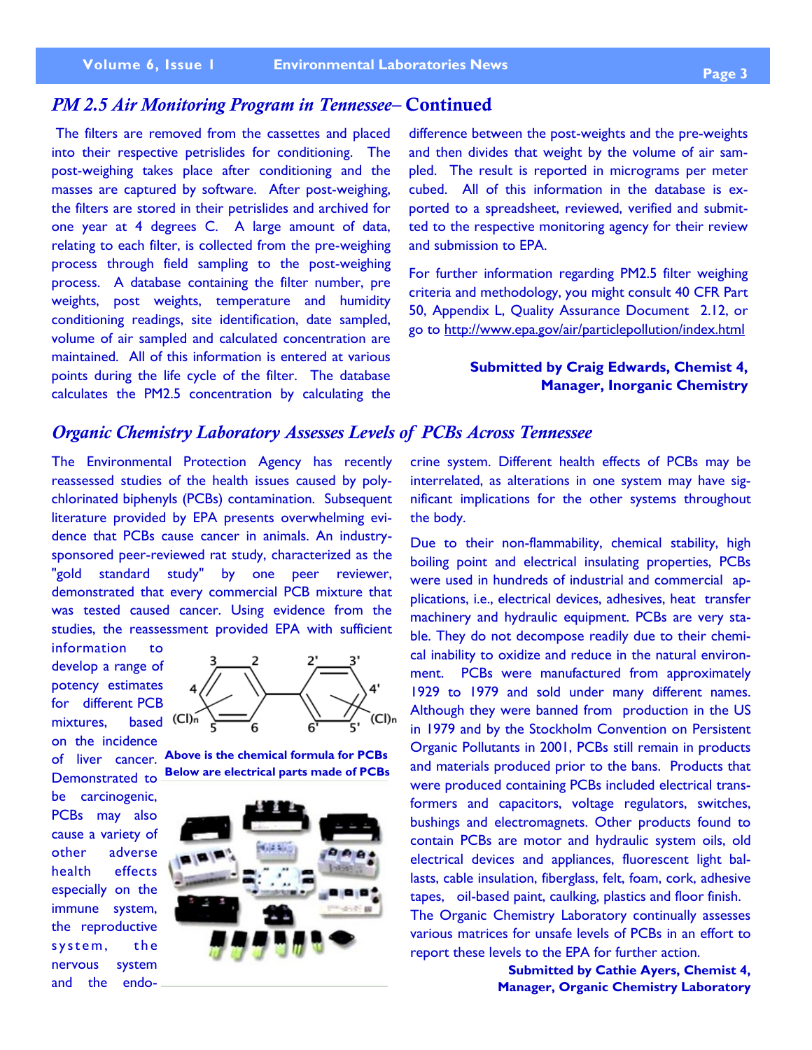## *PM 2.5 Air Monitoring Program in Tennessee*– Continued

The filters are removed from the cassettes and placed into their respective petrislides for conditioning. The post-weighing takes place after conditioning and the masses are captured by software. After post-weighing, the filters are stored in their petrislides and archived for one year at 4 degrees C. A large amount of data, relating to each filter, is collected from the pre-weighing process through field sampling to the post-weighing process. A database containing the filter number, pre weights, post weights, temperature and humidity conditioning readings, site identification, date sampled, volume of air sampled and calculated concentration are maintained. All of this information is entered at various points during the life cycle of the filter. The database calculates the PM2.5 concentration by calculating the difference between the post-weights and the pre-weights and then divides that weight by the volume of air sampled. The result is reported in micrograms per meter cubed. All of this information in the database is exported to a spreadsheet, reviewed, verified and submitted to the respective monitoring agency for their review and submission to EPA.

For further information regarding PM2.5 filter weighing criteria and methodology, you might consult 40 CFR Part 50, Appendix L, Quality Assurance Document 2.12, or go to http://www.epa.gov/air/particlepollution/index.html

**Submitted by Craig Edwards, Chemist 4, Manager, Inorganic Chemistry**

## *Organic Chemistry Laboratory Assesses Levels of PCBs Across Tennessee*

The Environmental Protection Agency has recently reassessed studies of the health issues caused by polychlorinated biphenyls (PCBs) contamination. Subsequent literature provided by EPA presents overwhelming evidence that PCBs cause cancer in animals. An industry-sponsored peer-reviewed rat study, characterized as the "gold standard study" by one peer reviewer, demonstrated that every commercial PCB mixture that was tested caused cancer. Using evidence from the studies, the reassessment provided EPA with sufficient information to develop a range of potency estimates for different PCB mixtures, based on the incidence of liver cancer. Demonstrated to be carcinogenic, PCBs may also cause a variety of other adverse health effects especially on the immune system, the reproductive system, the nervous system and the endocrine system. Different health effects of PCBs may be interrelated, as alterations in one system may have significant implications for the other systems throughout the body.

3 2 2' 3'
4 4'
$(Cl)_n$ 5 6 6' 5' $(Cl)_n$

**Above is the chemical formula for PCBs**

**Below are electrical parts made of PCBs**

Due to their non-flammability, chemical stability, high boiling point and electrical insulating properties, PCBs were used in hundreds of industrial and commercial applications, i.e., electrical devices, adhesives, heat transfer machinery and hydraulic equipment. PCBs are very stable. They do not decompose readily due to their chemical inability to oxidize and reduce in the natural environment. PCBs were manufactured from approximately 1929 to 1979 and sold under many different names. Although they were banned from production in the US in 1979 and by the Stockholm Convention on Persistent Organic Pollutants in 2001, PCBs still remain in products and materials produced prior to the bans. Products that were produced containing PCBs included electrical transformers and capacitors, voltage regulators, switches, bushings and electromagnets. Other products found to contain PCBs are motor and hydraulic system oils, old electrical devices and appliances, fluorescent light ballasts, cable insulation, fiberglass, felt, foam, cork, adhesive tapes, oil-based paint, caulking, plastics and floor finish.

The Organic Chemistry Laboratory continually assesses various matrices for unsafe levels of PCBs in an effort to report these levels to the EPA for further action.

**Submitted by Cathie Ayers, Chemist 4, Manager, Organic Chemistry Laboratory**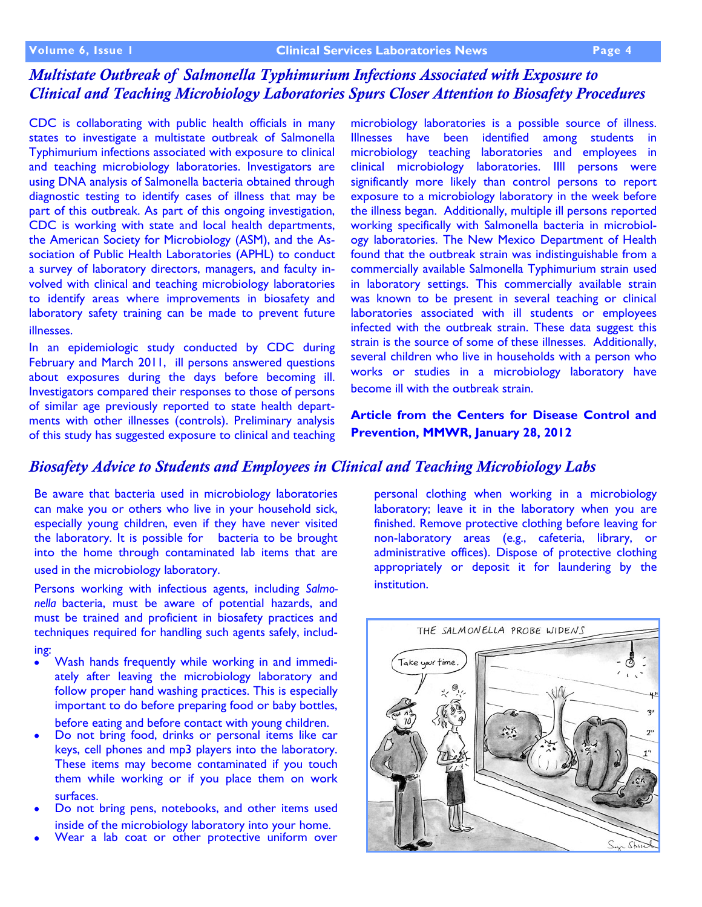## *Multistate Outbreak of Salmonella Typhimurium Infections Associated with Exposure to Clinical and Teaching Microbiology Laboratories Spurs Closer Attention to Biosafety Procedures*

CDC is collaborating with public health officials in many states to investigate a multistate outbreak of Salmonella Typhimurium infections associated with exposure to clinical and teaching microbiology laboratories. Investigators are using DNA analysis of Salmonella bacteria obtained through diagnostic testing to identify cases of illness that may be part of this outbreak. As part of this ongoing investigation, CDC is working with state and local health departments, the American Society for Microbiology (ASM), and the Association of Public Health Laboratories (APHL) to conduct a survey of laboratory directors, managers, and faculty involved with clinical and teaching microbiology laboratories to identify areas where improvements in biosafety and laboratory safety training can be made to prevent future illnesses.

In an epidemiologic study conducted by CDC during February and March 2011, ill persons answered questions about exposures during the days before becoming ill. Investigators compared their responses to those of persons of similar age previously reported to state health departments with other illnesses (controls). Preliminary analysis of this study has suggested exposure to clinical and teaching microbiology laboratories is a possible source of illness. Illnesses have been identified among students in microbiology teaching laboratories and employees in clinical microbiology laboratories. Illl persons were significantly more likely than control persons to report exposure to a microbiology laboratory in the week before the illness began. Additionally, multiple ill persons reported working specifically with Salmonella bacteria in microbiology laboratories. The New Mexico Department of Health found that the outbreak strain was indistinguishable from a commercially available Salmonella Typhimurium strain used in laboratory settings. This commercially available strain was known to be present in several teaching or clinical laboratories associated with ill students or employees infected with the outbreak strain. These data suggest this strain is the source of some of these illnesses. Additionally, several children who live in households with a person who works or studies in a microbiology laboratory have become ill with the outbreak strain.

**Article from the Centers for Disease Control and Prevention, MMWR, January 28, 2012**

## *Biosafety Advice to Students and Employees in Clinical and Teaching Microbiology Labs*

Be aware that bacteria used in microbiology laboratories can make you or others who live in your household sick, especially young children, even if they have never visited the laboratory. It is possible for bacteria to be brought into the home through contaminated lab items that are used in the microbiology laboratory.

Persons working with infectious agents, including *Salmonella* bacteria, must be aware of potential hazards, and must be trained and proficient in biosafety practices and techniques required for handling such agents safely, including:

- Wash hands frequently while working in and immediately after leaving the microbiology laboratory and follow proper hand washing practices. This is especially important to do before preparing food or baby bottles, before eating and before contact with young children.
- Do not bring food, drinks or personal items like car keys, cell phones and mp3 players into the laboratory. These items may become contaminated if you touch them while working or if you place them on work surfaces.
- Do not bring pens, notebooks, and other items used inside of the microbiology laboratory into your home.
- Wear a lab coat or other protective uniform over personal clothing when working in a microbiology laboratory; leave it in the laboratory when you are finished. Remove protective clothing before leaving for non-laboratory areas (e.g., cafeteria, library, or administrative offices). Dispose of protective clothing appropriately or deposit it for laundering by the institution.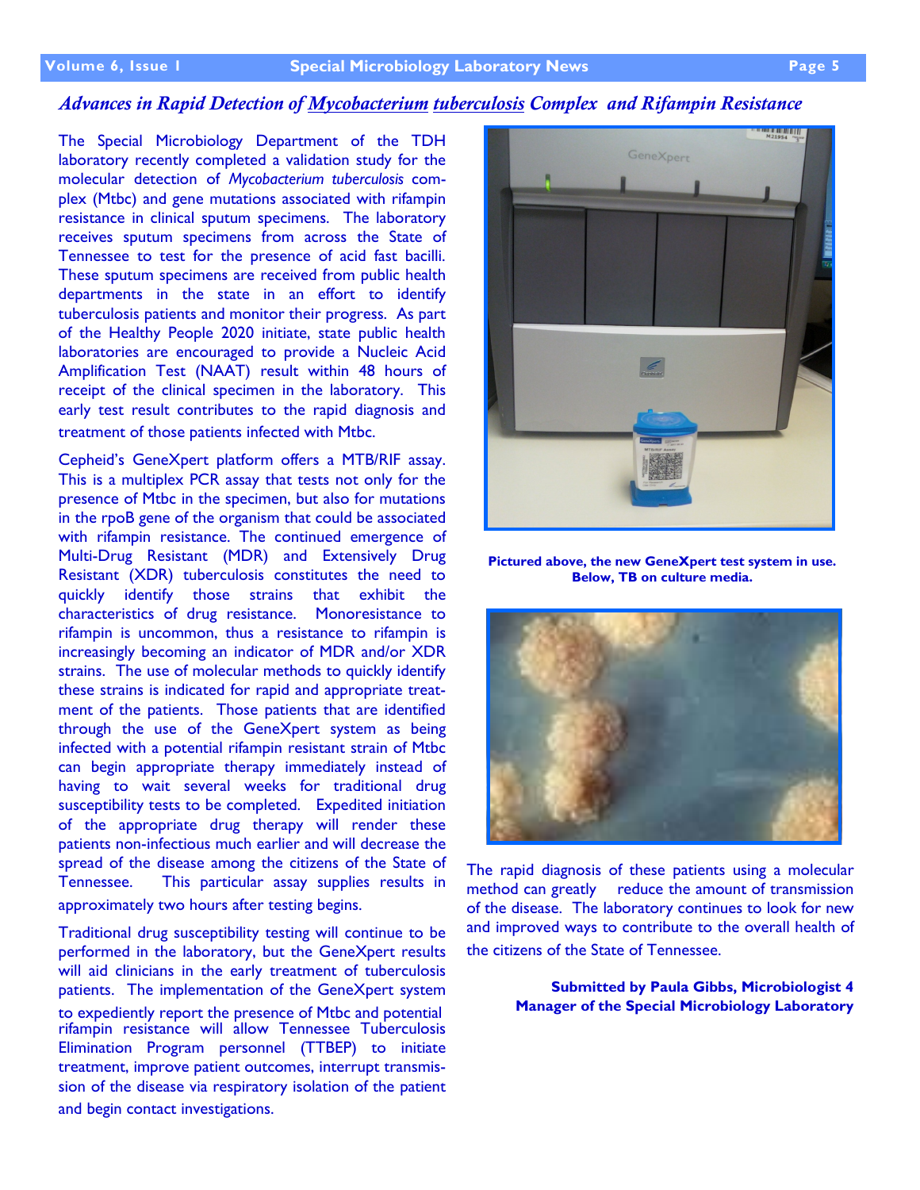## *Advances in Rapid Detection of Mycobacterium tuberculosis Complex and Rifampin Resistance*

The Special Microbiology Department of the TDH laboratory recently completed a validation study for the molecular detection of *Mycobacterium tuberculosis* complex (Mtbc) and gene mutations associated with rifampin resistance in clinical sputum specimens. The laboratory receives sputum specimens from across the State of Tennessee to test for the presence of acid fast bacilli. These sputum specimens are received from public health departments in the state in an effort to identify tuberculosis patients and monitor their progress. As part of the Healthy People 2020 initiate, state public health laboratories are encouraged to provide a Nucleic Acid Amplification Test (NAAT) result within 48 hours of receipt of the clinical specimen in the laboratory. This early test result contributes to the rapid diagnosis and treatment of those patients infected with Mtbc.

Cepheid's GeneXpert platform offers a MTB/RIF assay. This is a multiplex PCR assay that tests not only for the presence of Mtbc in the specimen, but also for mutations in the rpoB gene of the organism that could be associated with rifampin resistance. The continued emergence of Multi-Drug Resistant (MDR) and Extensively Drug Resistant (XDR) tuberculosis constitutes the need to quickly identify those strains that exhibit the characteristics of drug resistance. Monoresistance to rifampin is uncommon, thus a resistance to rifampin is increasingly becoming an indicator of MDR and/or XDR strains. The use of molecular methods to quickly identify these strains is indicated for rapid and appropriate treatment of the patients. Those patients that are identified through the use of the GeneXpert system as being infected with a potential rifampin resistant strain of Mtbc can begin appropriate therapy immediately instead of having to wait several weeks for traditional drug susceptibility tests to be completed. Expedited initiation of the appropriate drug therapy will render these patients non-infectious much earlier and will decrease the spread of the disease among the citizens of the State of Tennessee. This particular assay supplies results in approximately two hours after testing begins.

Traditional drug susceptibility testing will continue to be performed in the laboratory, but the GeneXpert results will aid clinicians in the early treatment of tuberculosis patients. The implementation of the GeneXpert system to expediently report the presence of Mtbc and potential rifampin resistance will allow Tennessee Tuberculosis Elimination Program personnel (TTBEP) to initiate treatment, improve patient outcomes, interrupt transmission of the disease via respiratory isolation of the patient and begin contact investigations.

**Pictured above, the new GeneXpert test system in use. Below, TB on culture media.**

The rapid diagnosis of these patients using a molecular method can greatly reduce the amount of transmission of the disease. The laboratory continues to look for new and improved ways to contribute to the overall health of the citizens of the State of Tennessee.

**Submitted by Paula Gibbs, Microbiologist 4**
**Manager of the Special Microbiology Laboratory**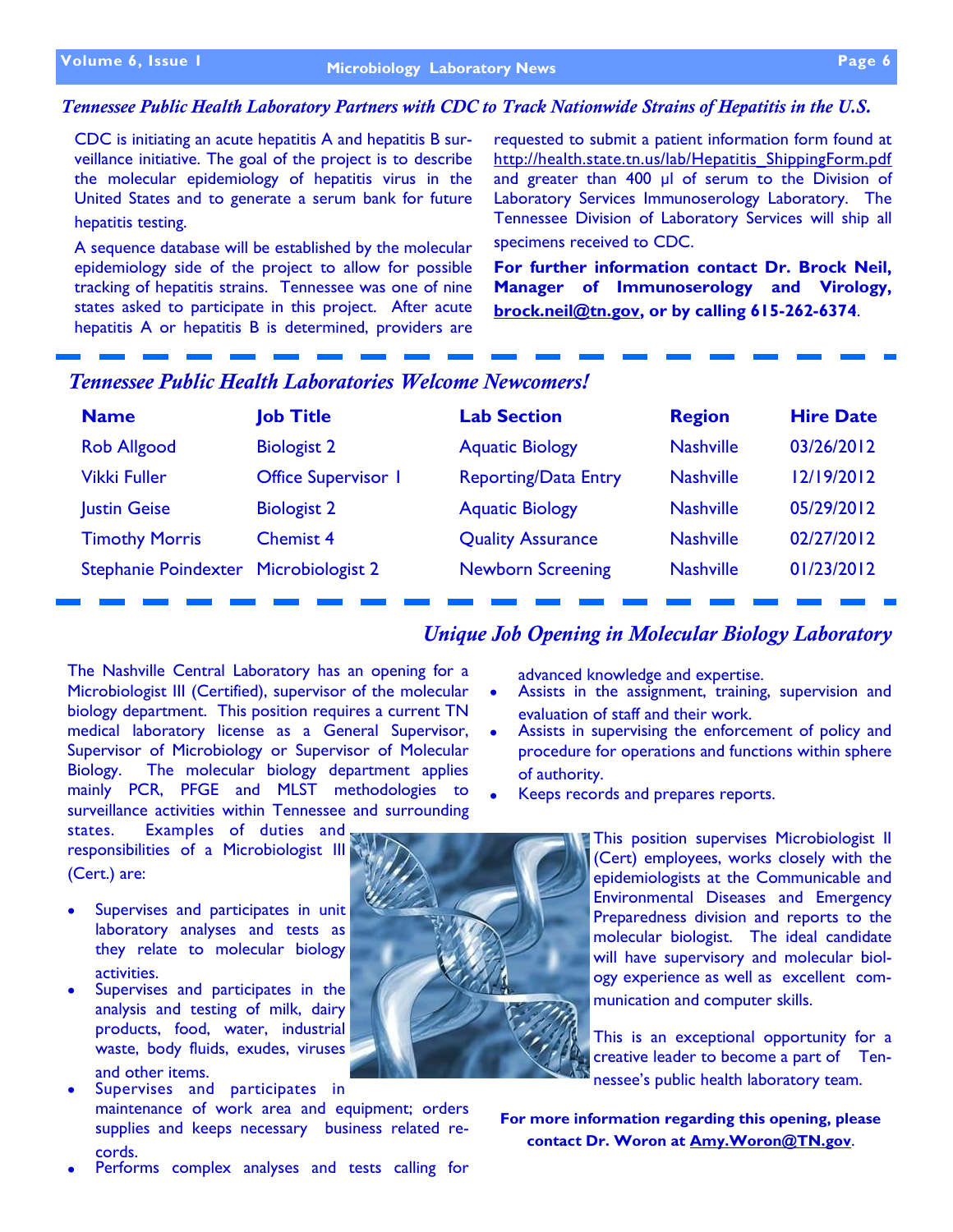## Tennessee Public Health Laboratory Partners with CDC to Track Nationwide Strains of Hepatitis in the U.S.

CDC is initiating an acute hepatitis A and hepatitis B surveillance initiative. The goal of the project is to describe the molecular epidemiology of hepatitis virus in the United States and to generate a serum bank for future hepatitis testing.

A sequence database will be established by the molecular epidemiology side of the project to allow for possible tracking of hepatitis strains. Tennessee was one of nine states asked to participate in this project. After acute hepatitis A or hepatitis B is determined, providers are requested to submit a patient information form found at http://health.state.tn.us/lab/Hepatitis_ShippingForm.pdf and greater than 400 µl of serum to the Division of Laboratory Services Immunoserology Laboratory. The Tennessee Division of Laboratory Services will ship all specimens received to CDC.

**For further information contact Dr. Brock Neil, Manager of Immunoserology and Virology, brock.neil@tn.gov, or by calling 615-262-6374.**

## Tennessee Public Health Laboratories Welcome Newcomers!

| Name | Job Title | Lab Section | Region | Hire Date |
|---|---|---|---|---|
| Rob Allgood | Biologist 2 | Aquatic Biology | Nashville | 03/26/2012 |
| Vikki Fuller | Office Supervisor 1 | Reporting/Data Entry | Nashville | 12/19/2012 |
| Justin Geise | Biologist 2 | Aquatic Biology | Nashville | 05/29/2012 |
| Timothy Morris | Chemist 4 | Quality Assurance | Nashville | 02/27/2012 |
| Stephanie Poindexter | Microbiologist 2 | Newborn Screening | Nashville | 01/23/2012 |

## Unique Job Opening in Molecular Biology Laboratory

The Nashville Central Laboratory has an opening for a Microbiologist III (Certified), supervisor of the molecular biology department. This position requires a current TN medical laboratory license as a General Supervisor, Supervisor of Microbiology or Supervisor of Molecular Biology. The molecular biology department applies mainly PCR, PFGE and MLST methodologies to surveillance activities within Tennessee and surrounding states. Examples of duties and responsibilities of a Microbiologist III (Cert.) are:

- Supervises and participates in unit laboratory analyses and tests as they relate to molecular biology activities.
- Supervises and participates in the analysis and testing of milk, dairy products, food, water, industrial waste, body fluids, exudes, viruses and other items.
- Supervises and participates in maintenance of work area and equipment; orders supplies and keeps necessary business related records.
- Performs complex analyses and tests calling for advanced knowledge and expertise.
- Assists in the assignment, training, supervision and evaluation of staff and their work.
- Assists in supervising the enforcement of policy and procedure for operations and functions within sphere of authority.
- Keeps records and prepares reports.

This position supervises Microbiologist II (Cert) employees, works closely with the epidemiologists at the Communicable and Environmental Diseases and Emergency Preparedness division and reports to the molecular biologist. The ideal candidate will have supervisory and molecular biology experience as well as excellent communication and computer skills.

This is an exceptional opportunity for a creative leader to become a part of Tennessee's public health laboratory team.

**For more information regarding this opening, please contact Dr. Woron at Amy.Woron@TN.gov.**